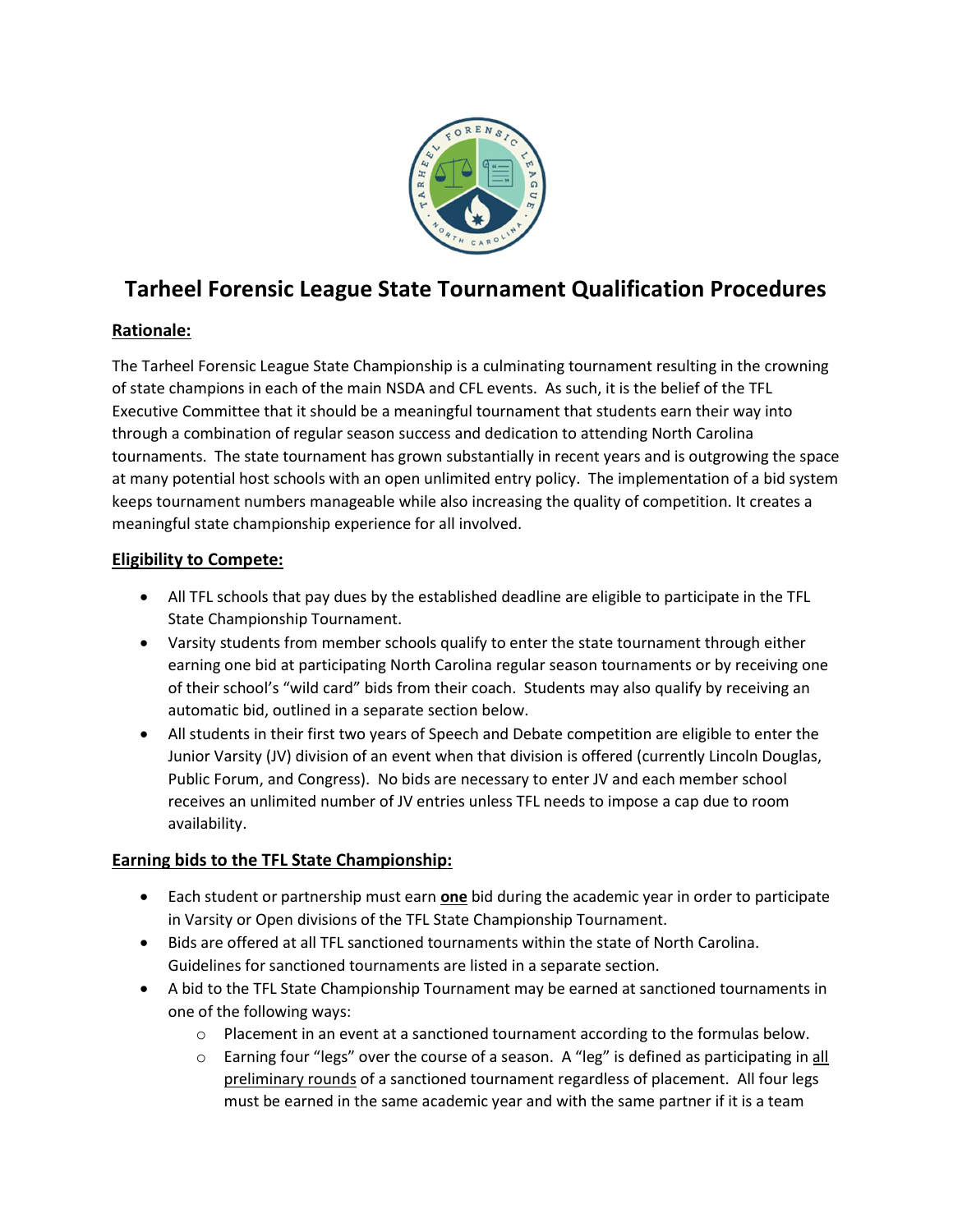# Tarheel Forensic League State Tournament Qualification Procedures

## Rationale:

The Tarheel Forensic League State Championship is a culminating tournament resulting in the crowning of state champions in each of the main NSDA and CFL events. As such, it is the belief of the TFL Executive Committee that it should be a meaningful tournament that students earn their way into through a combination of regular season success and dedication to attending North Carolina tournaments. The state tournament has grown substantially in recent years and is outgrowing the space at many potential host schools with an open unlimited entry policy. The implementation of a bid system keeps tournament numbers manageable while also increasing the quality of competition. It creates a meaningful state championship experience for all involved.

## Eligibility to Compete:

- All TFL schools that pay dues by the established deadline are eligible to participate in the TFL State Championship Tournament.
- Varsity students from member schools qualify to enter the state tournament through either earning one bid at participating North Carolina regular season tournaments or by receiving one of their school's "wild card" bids from their coach. Students may also qualify by receiving an automatic bid, outlined in a separate section below.
- All students in their first two years of Speech and Debate competition are eligible to enter the Junior Varsity (JV) division of an event when that division is offered (currently Lincoln Douglas, Public Forum, and Congress). No bids are necessary to enter JV and each member school receives an unlimited number of JV entries unless TFL needs to impose a cap due to room availability.

## Earning bids to the TFL State Championship:

- Each student or partnership must earn **one** bid during the academic year in order to participate in Varsity or Open divisions of the TFL State Championship Tournament.
- Bids are offered at all TFL sanctioned tournaments within the state of North Carolina. Guidelines for sanctioned tournaments are listed in a separate section.
- A bid to the TFL State Championship Tournament may be earned at sanctioned tournaments in one of the following ways:
  - Placement in an event at a sanctioned tournament according to the formulas below.
  - Earning four "legs" over the course of a season. A "leg" is defined as participating in all preliminary rounds of a sanctioned tournament regardless of placement. All four legs must be earned in the same academic year and with the same partner if it is a team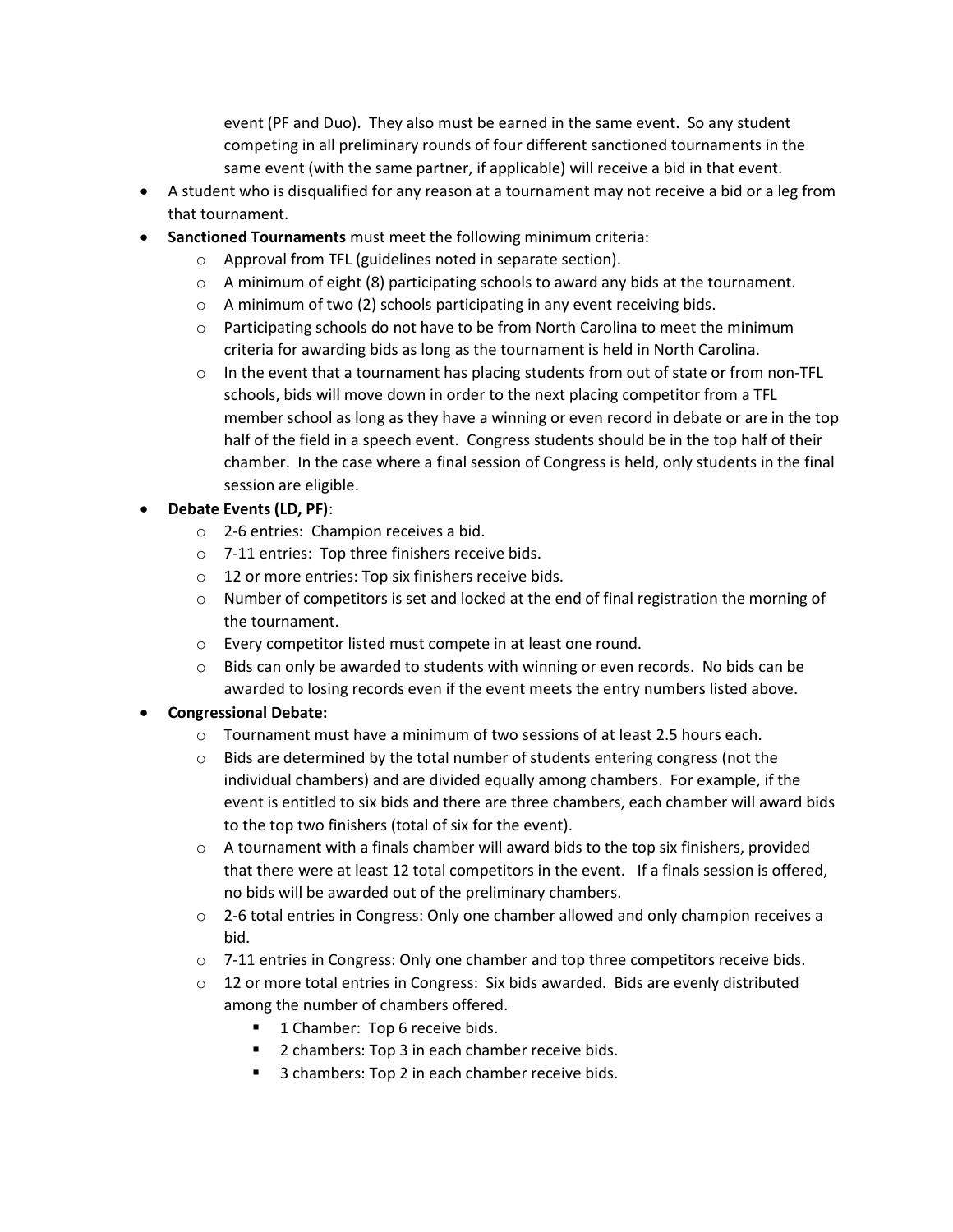event (PF and Duo). They also must be earned in the same event. So any student competing in all preliminary rounds of four different sanctioned tournaments in the same event (with the same partner, if applicable) will receive a bid in that event.

- A student who is disqualified for any reason at a tournament may not receive a bid or a leg from that tournament.
- **Sanctioned Tournaments** must meet the following minimum criteria:
  - Approval from TFL (guidelines noted in separate section).
  - A minimum of eight (8) participating schools to award any bids at the tournament.
  - A minimum of two (2) schools participating in any event receiving bids.
  - Participating schools do not have to be from North Carolina to meet the minimum criteria for awarding bids as long as the tournament is held in North Carolina.
  - In the event that a tournament has placing students from out of state or from non-TFL schools, bids will move down in order to the next placing competitor from a TFL member school as long as they have a winning or even record in debate or are in the top half of the field in a speech event. Congress students should be in the top half of their chamber. In the case where a final session of Congress is held, only students in the final session are eligible.
- **Debate Events (LD, PF)**:
  - 2-6 entries: Champion receives a bid.
  - 7-11 entries: Top three finishers receive bids.
  - 12 or more entries: Top six finishers receive bids.
  - Number of competitors is set and locked at the end of final registration the morning of the tournament.
  - Every competitor listed must compete in at least one round.
  - Bids can only be awarded to students with winning or even records. No bids can be awarded to losing records even if the event meets the entry numbers listed above.
- **Congressional Debate:**
  - Tournament must have a minimum of two sessions of at least 2.5 hours each.
  - Bids are determined by the total number of students entering congress (not the individual chambers) and are divided equally among chambers. For example, if the event is entitled to six bids and there are three chambers, each chamber will award bids to the top two finishers (total of six for the event).
  - A tournament with a finals chamber will award bids to the top six finishers, provided that there were at least 12 total competitors in the event. If a finals session is offered, no bids will be awarded out of the preliminary chambers.
  - 2-6 total entries in Congress: Only one chamber allowed and only champion receives a bid.
  - 7-11 entries in Congress: Only one chamber and top three competitors receive bids.
  - 12 or more total entries in Congress: Six bids awarded. Bids are evenly distributed among the number of chambers offered.
    - 1 Chamber: Top 6 receive bids.
    - 2 chambers: Top 3 in each chamber receive bids.
    - 3 chambers: Top 2 in each chamber receive bids.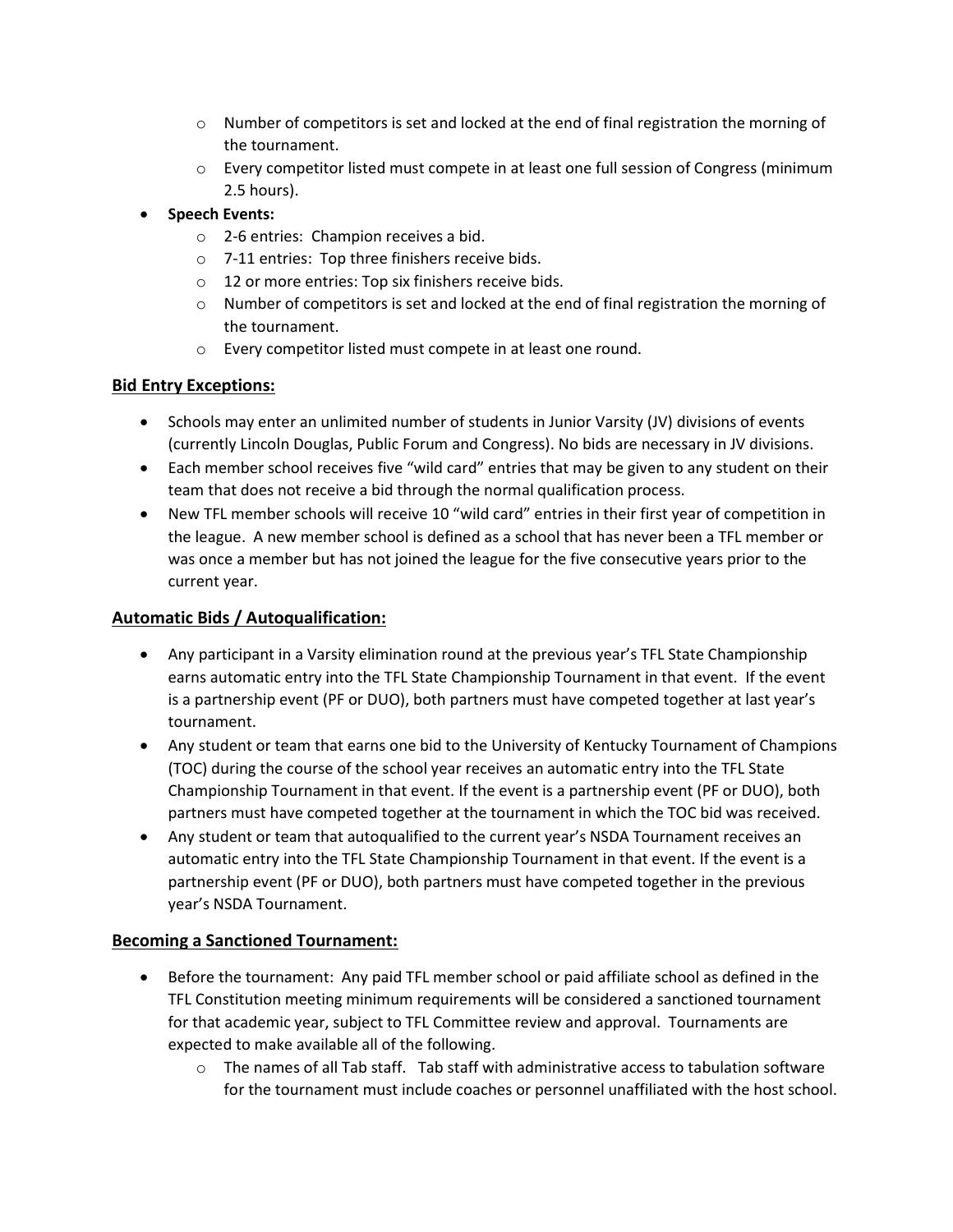- Number of competitors is set and locked at the end of final registration the morning of the tournament.
    - Every competitor listed must compete in at least one full session of Congress (minimum 2.5 hours).
- **Speech Events:**
    - 2-6 entries: Champion receives a bid.
    - 7-11 entries: Top three finishers receive bids.
    - 12 or more entries: Top six finishers receive bids.
    - Number of competitors is set and locked at the end of final registration the morning of the tournament.
    - Every competitor listed must compete in at least one round.

## Bid Entry Exceptions:

- Schools may enter an unlimited number of students in Junior Varsity (JV) divisions of events (currently Lincoln Douglas, Public Forum and Congress). No bids are necessary in JV divisions.
- Each member school receives five "wild card" entries that may be given to any student on their team that does not receive a bid through the normal qualification process.
- New TFL member schools will receive 10 "wild card" entries in their first year of competition in the league. A new member school is defined as a school that has never been a TFL member or was once a member but has not joined the league for the five consecutive years prior to the current year.

## Automatic Bids / Autoqualification:

- Any participant in a Varsity elimination round at the previous year's TFL State Championship earns automatic entry into the TFL State Championship Tournament in that event. If the event is a partnership event (PF or DUO), both partners must have competed together at last year's tournament.
- Any student or team that earns one bid to the University of Kentucky Tournament of Champions (TOC) during the course of the school year receives an automatic entry into the TFL State Championship Tournament in that event. If the event is a partnership event (PF or DUO), both partners must have competed together at the tournament in which the TOC bid was received.
- Any student or team that autoqualified to the current year's NSDA Tournament receives an automatic entry into the TFL State Championship Tournament in that event. If the event is a partnership event (PF or DUO), both partners must have competed together in the previous year's NSDA Tournament.

## Becoming a Sanctioned Tournament:

- Before the tournament: Any paid TFL member school or paid affiliate school as defined in the TFL Constitution meeting minimum requirements will be considered a sanctioned tournament for that academic year, subject to TFL Committee review and approval. Tournaments are expected to make available all of the following.
    - The names of all Tab staff. Tab staff with administrative access to tabulation software for the tournament must include coaches or personnel unaffiliated with the host school.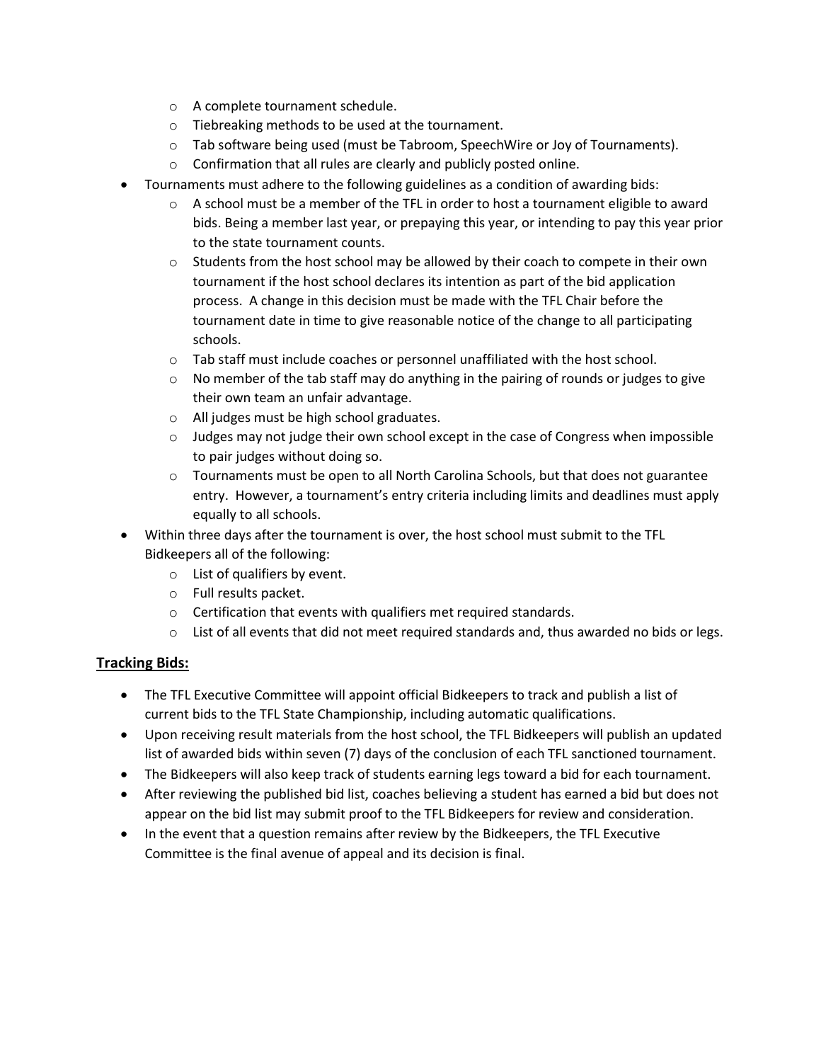- A complete tournament schedule.
  - Tiebreaking methods to be used at the tournament.
  - Tab software being used (must be Tabroom, SpeechWire or Joy of Tournaments).
  - Confirmation that all rules are clearly and publicly posted online.
- Tournaments must adhere to the following guidelines as a condition of awarding bids:
  - A school must be a member of the TFL in order to host a tournament eligible to award bids. Being a member last year, or prepaying this year, or intending to pay this year prior to the state tournament counts.
  - Students from the host school may be allowed by their coach to compete in their own tournament if the host school declares its intention as part of the bid application process. A change in this decision must be made with the TFL Chair before the tournament date in time to give reasonable notice of the change to all participating schools.
  - Tab staff must include coaches or personnel unaffiliated with the host school.
  - No member of the tab staff may do anything in the pairing of rounds or judges to give their own team an unfair advantage.
  - All judges must be high school graduates.
  - Judges may not judge their own school except in the case of Congress when impossible to pair judges without doing so.
  - Tournaments must be open to all North Carolina Schools, but that does not guarantee entry. However, a tournament's entry criteria including limits and deadlines must apply equally to all schools.
- Within three days after the tournament is over, the host school must submit to the TFL Bidkeepers all of the following:
  - List of qualifiers by event.
  - Full results packet.
  - Certification that events with qualifiers met required standards.
  - List of all events that did not meet required standards and, thus awarded no bids or legs.

## Tracking Bids:

- The TFL Executive Committee will appoint official Bidkeepers to track and publish a list of current bids to the TFL State Championship, including automatic qualifications.
- Upon receiving result materials from the host school, the TFL Bidkeepers will publish an updated list of awarded bids within seven (7) days of the conclusion of each TFL sanctioned tournament.
- The Bidkeepers will also keep track of students earning legs toward a bid for each tournament.
- After reviewing the published bid list, coaches believing a student has earned a bid but does not appear on the bid list may submit proof to the TFL Bidkeepers for review and consideration.
- In the event that a question remains after review by the Bidkeepers, the TFL Executive Committee is the final avenue of appeal and its decision is final.